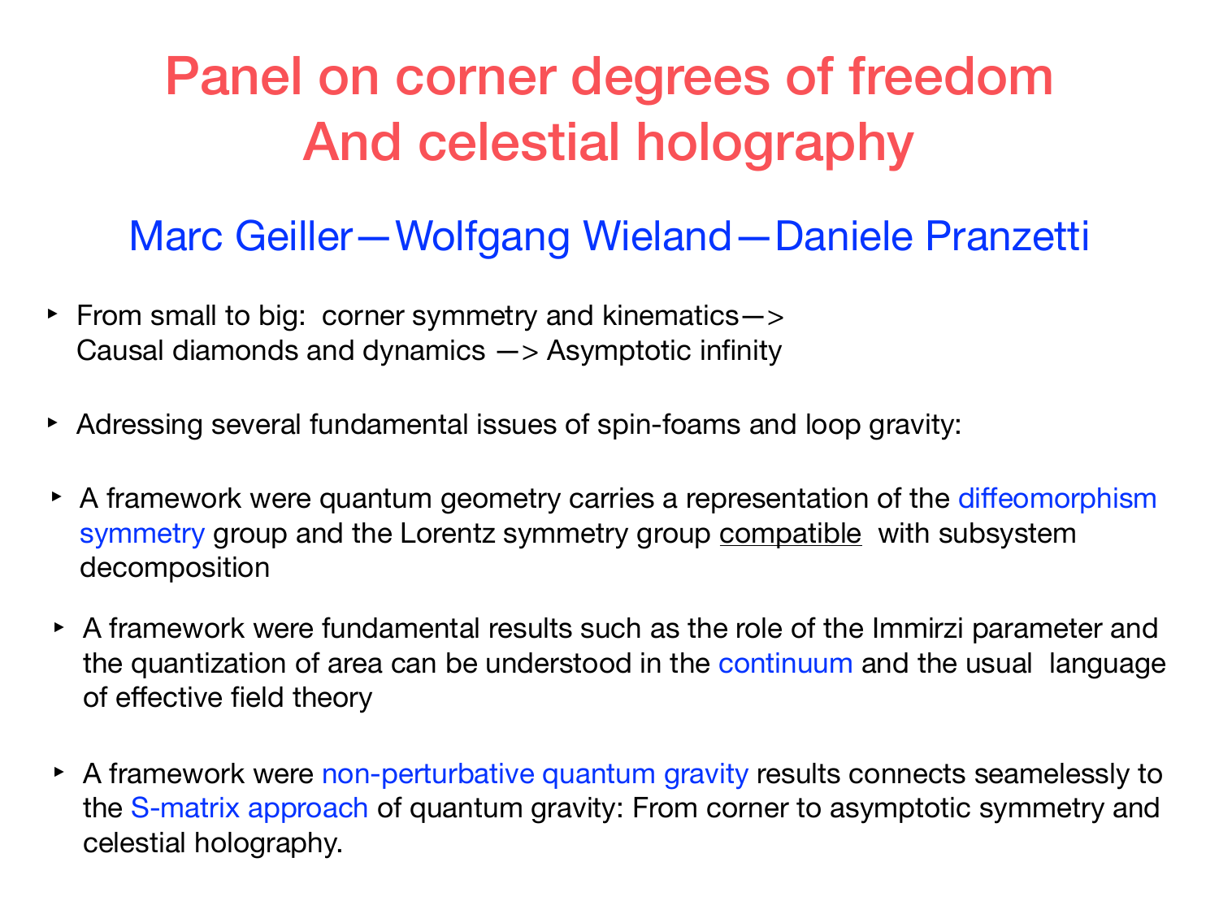# Panel on corner degrees of freedom And celestial holography

## Marc Geiller—Wolfgang Wieland—Daniele Pranzetti

- From small to big: corner symmetry and kinematics—> Causal diamonds and dynamics —> Asymptotic infinity

- Adressing several fundamental issues of spin-foams and loop gravity:

- A framework were quantum geometry carries a representation of the diffeomorphism symmetry group and the Lorentz symmetry group <u>compatible</u> with subsystem decomposition

- A framework were fundamental results such as the role of the Immirzi parameter and the quantization of area can be understood in the continuum and the usual language of effective field theory

- A framework were non-perturbative quantum gravity results connects seamelessly to the S-matrix approach of quantum gravity: From corner to asymptotic symmetry and celestial holography.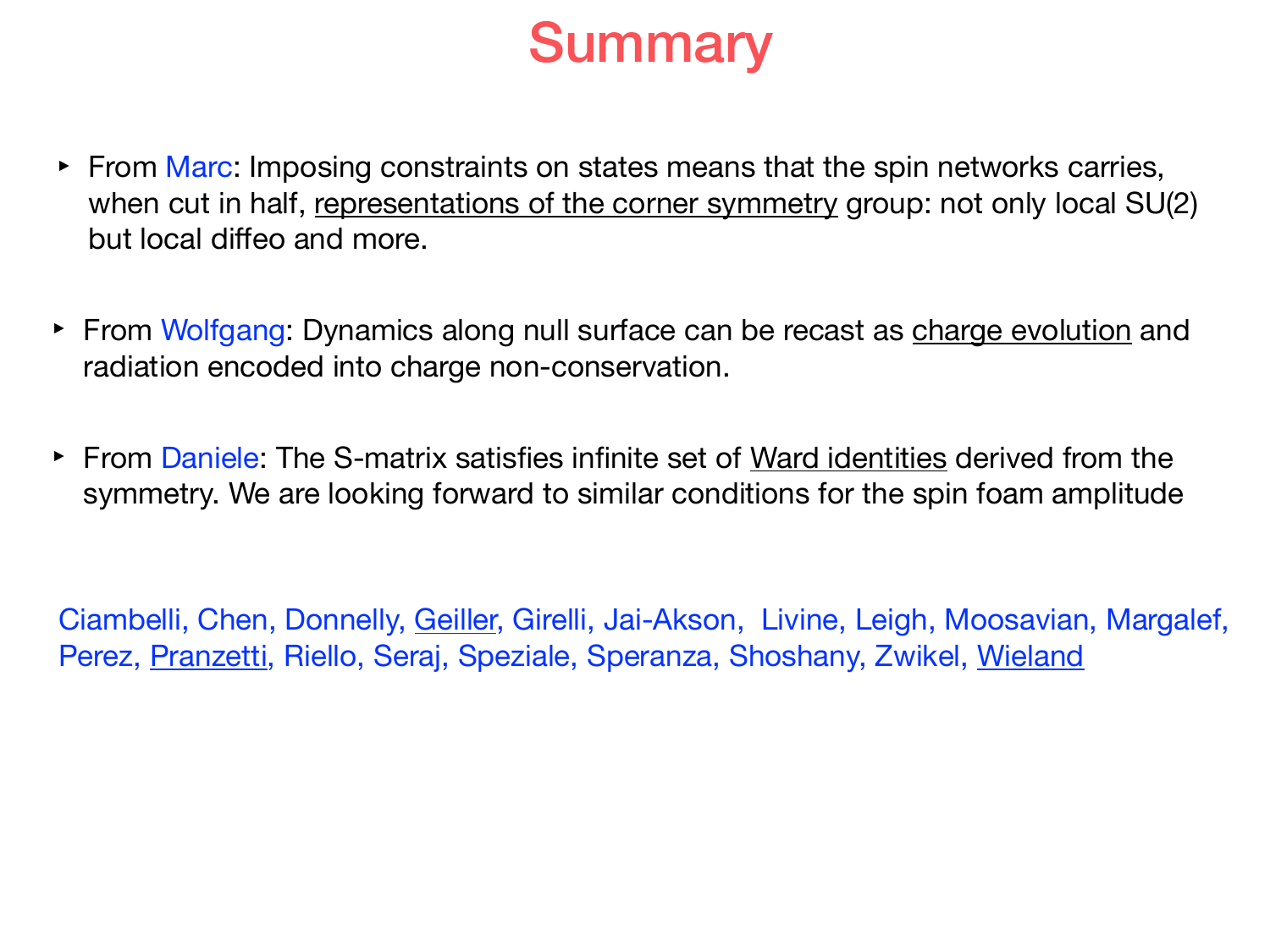# Summary

- From Marc: Imposing constraints on states means that the spin networks carries, when cut in half, representations of the corner symmetry group: not only local SU(2) but local diffeo and more.

- From Wolfgang: Dynamics along null surface can be recast as charge evolution and radiation encoded into charge non-conservation.

- From Daniele: The S-matrix satisfies infinite set of Ward identities derived from the symmetry. We are looking forward to similar conditions for the spin foam amplitude

Ciambelli, Chen, Donnelly, Geiller, Girelli, Jai-Akson, Livine, Leigh, Moosavian, Margalef, Perez, Pranzetti, Riello, Seraj, Speziale, Speranza, Shoshany, Zwikel, Wieland